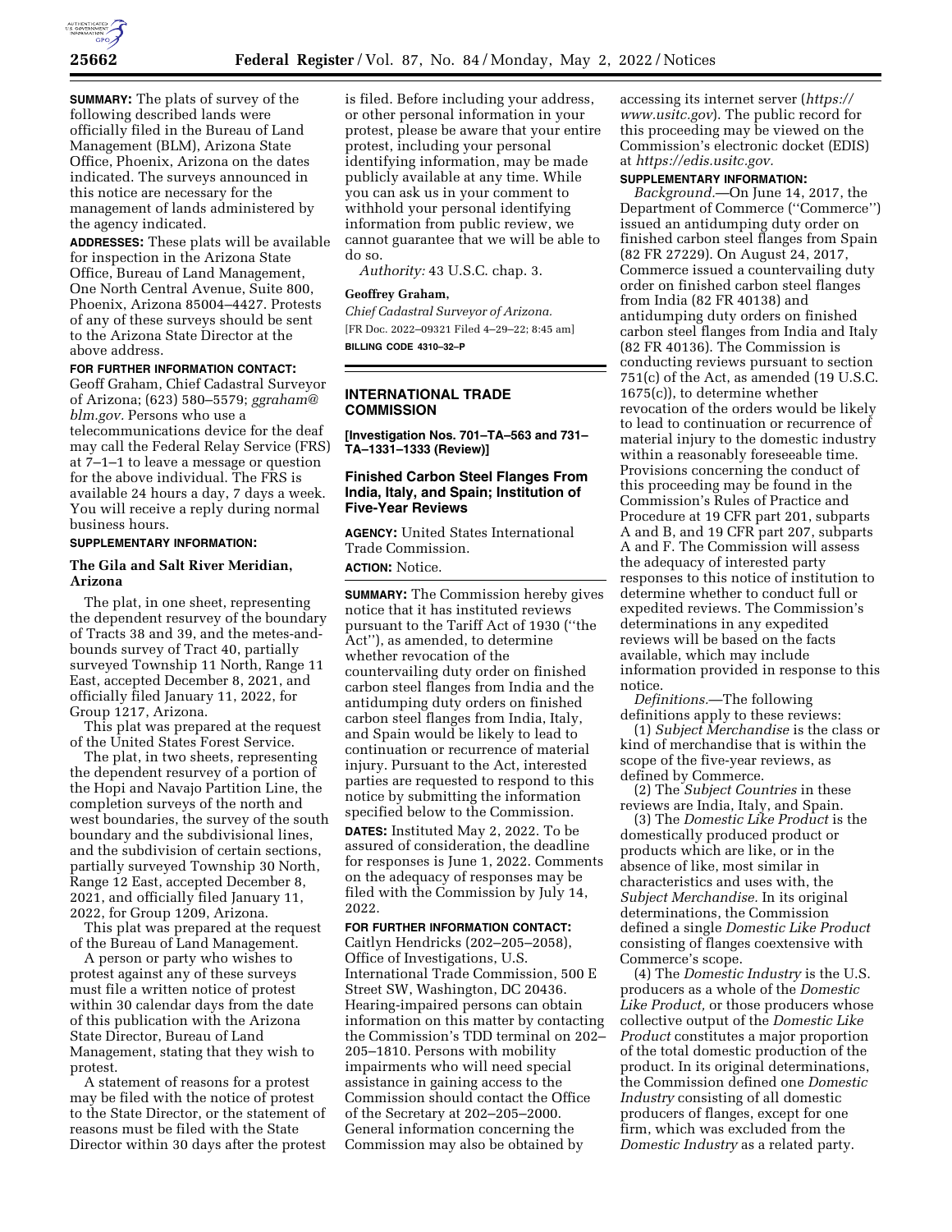**SUMMARY:** The plats of survey of the following described lands were officially filed in the Bureau of Land Management (BLM), Arizona State Office, Phoenix, Arizona on the dates indicated. The surveys announced in this notice are necessary for the management of lands administered by the agency indicated.

**ADDRESSES:** These plats will be available for inspection in the Arizona State Office, Bureau of Land Management, One North Central Avenue, Suite 800, Phoenix, Arizona 85004–4427. Protests of any of these surveys should be sent to the Arizona State Director at the above address.

**FOR FURTHER INFORMATION CONTACT:** Geoff Graham, Chief Cadastral Surveyor of Arizona; (623) 580–5579; *ggraham@blm.gov.* Persons who use a telecommunications device for the deaf may call the Federal Relay Service (FRS) at 7–1–1 to leave a message or question for the above individual. The FRS is available 24 hours a day, 7 days a week. You will receive a reply during normal business hours.

**SUPPLEMENTARY INFORMATION:**

**The Gila and Salt River Meridian, Arizona**

The plat, in one sheet, representing the dependent resurvey of the boundary of Tracts 38 and 39, and the metes-and-bounds survey of Tract 40, partially surveyed Township 11 North, Range 11 East, accepted December 8, 2021, and officially filed January 11, 2022, for Group 1217, Arizona.

This plat was prepared at the request of the United States Forest Service.

The plat, in two sheets, representing the dependent resurvey of a portion of the Hopi and Navajo Partition Line, the completion surveys of the north and west boundaries, the survey of the south boundary and the subdivisional lines, and the subdivision of certain sections, partially surveyed Township 30 North, Range 12 East, accepted December 8, 2021, and officially filed January 11, 2022, for Group 1209, Arizona.

This plat was prepared at the request of the Bureau of Land Management.

A person or party who wishes to protest against any of these surveys must file a written notice of protest within 30 calendar days from the date of this publication with the Arizona State Director, Bureau of Land Management, stating that they wish to protest.

A statement of reasons for a protest may be filed with the notice of protest to the State Director, or the statement of reasons must be filed with the State Director within 30 days after the protest is filed. Before including your address, or other personal information in your protest, please be aware that your entire protest, including your personal identifying information, may be made publicly available at any time. While you can ask us in your comment to withhold your personal identifying information from public review, we cannot guarantee that we will be able to do so.

*Authority:* 43 U.S.C. chap. 3.

**Geoffrey Graham,**

*Chief Cadastral Surveyor of Arizona.*

[FR Doc. 2022–09321 Filed 4–29–22; 8:45 am]

**BILLING CODE 4310–32–P**

## INTERNATIONAL TRADE COMMISSION

**[Investigation Nos. 701–TA–563 and 731–TA–1331–1333 (Review)]**

### Finished Carbon Steel Flanges From India, Italy, and Spain; Institution of Five-Year Reviews

**AGENCY:** United States International Trade Commission.

**ACTION:** Notice.

**SUMMARY:** The Commission hereby gives notice that it has instituted reviews pursuant to the Tariff Act of 1930 (''the Act''), as amended, to determine whether revocation of the countervailing duty order on finished carbon steel flanges from India and the antidumping duty orders on finished carbon steel flanges from India, Italy, and Spain would be likely to lead to continuation or recurrence of material injury. Pursuant to the Act, interested parties are requested to respond to this notice by submitting the information specified below to the Commission.

**DATES:** Instituted May 2, 2022. To be assured of consideration, the deadline for responses is June 1, 2022. Comments on the adequacy of responses may be filed with the Commission by July 14, 2022.

**FOR FURTHER INFORMATION CONTACT:** Caitlyn Hendricks (202–205–2058), Office of Investigations, U.S. International Trade Commission, 500 E Street SW, Washington, DC 20436. Hearing-impaired persons can obtain information on this matter by contacting the Commission's TDD terminal on 202–205–1810. Persons with mobility impairments who will need special assistance in gaining access to the Commission should contact the Office of the Secretary at 202–205–2000. General information concerning the Commission may also be obtained by accessing its internet server (*https://www.usitc.gov*). The public record for this proceeding may be viewed on the Commission's electronic docket (EDIS) at *https://edis.usitc.gov.*

**SUPPLEMENTARY INFORMATION:**

*Background.*—On June 14, 2017, the Department of Commerce (''Commerce'') issued an antidumping duty order on finished carbon steel flanges from Spain (82 FR 27229). On August 24, 2017, Commerce issued a countervailing duty order on finished carbon steel flanges from India (82 FR 40138) and antidumping duty orders on finished carbon steel flanges from India and Italy (82 FR 40136). The Commission is conducting reviews pursuant to section 751(c) of the Act, as amended (19 U.S.C. 1675(c)), to determine whether revocation of the orders would be likely to lead to continuation or recurrence of material injury to the domestic industry within a reasonably foreseeable time. Provisions concerning the conduct of this proceeding may be found in the Commission's Rules of Practice and Procedure at 19 CFR part 201, subparts A and B, and 19 CFR part 207, subparts A and F. The Commission will assess the adequacy of interested party responses to this notice of institution to determine whether to conduct full or expedited reviews. The Commission's determinations in any expedited reviews will be based on the facts available, which may include information provided in response to this notice.

*Definitions.*—The following definitions apply to these reviews:

(1) *Subject Merchandise* is the class or kind of merchandise that is within the scope of the five-year reviews, as defined by Commerce.

(2) The *Subject Countries* in these reviews are India, Italy, and Spain.

(3) The *Domestic Like Product* is the domestically produced product or products which are like, or in the absence of like, most similar in characteristics and uses with, the *Subject Merchandise.* In its original determinations, the Commission defined a single *Domestic Like Product* consisting of flanges coextensive with Commerce's scope.

(4) The *Domestic Industry* is the U.S. producers as a whole of the *Domestic Like Product,* or those producers whose collective output of the *Domestic Like Product* constitutes a major proportion of the total domestic production of the product. In its original determinations, the Commission defined one *Domestic Industry* consisting of all domestic producers of flanges, except for one firm, which was excluded from the *Domestic Industry* as a related party.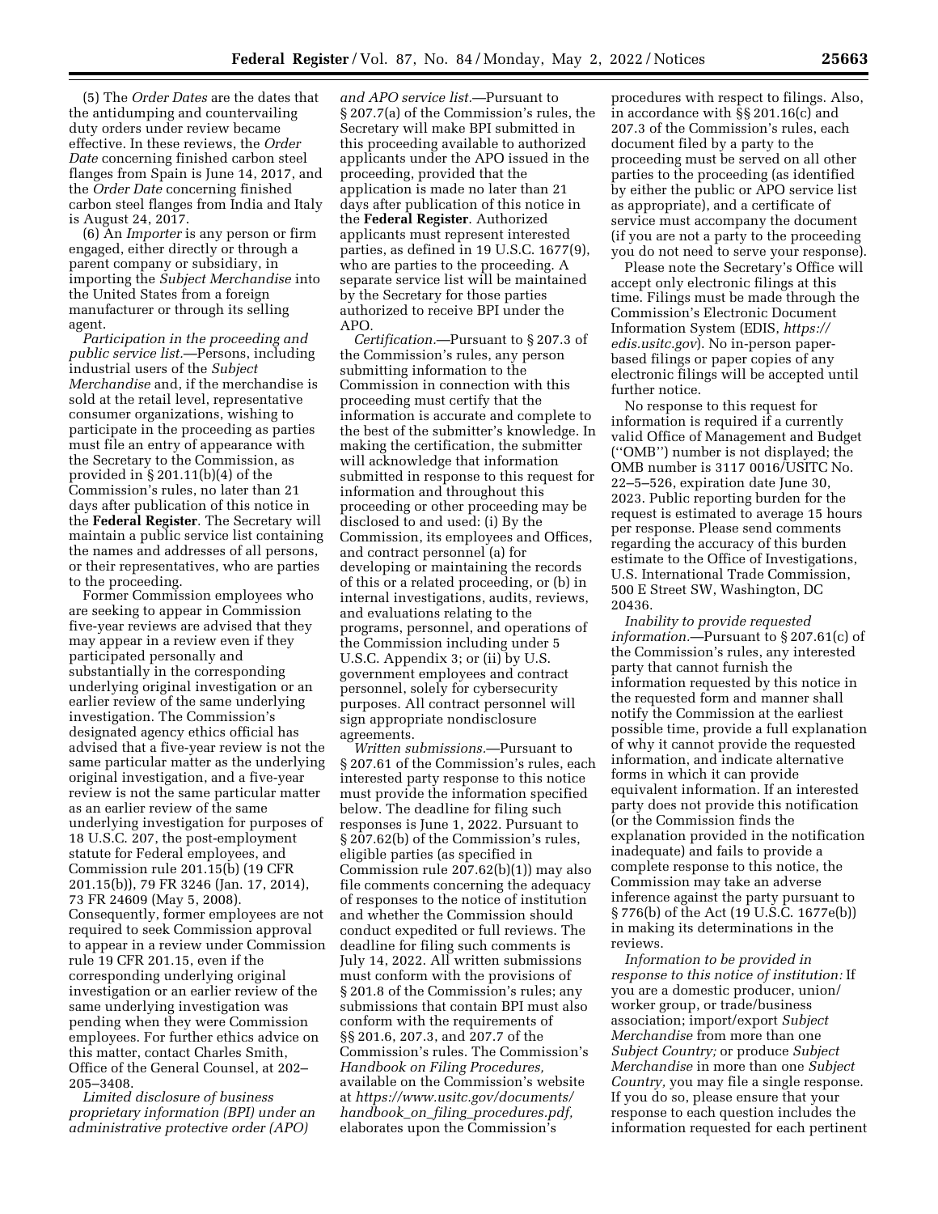(5) The *Order Dates* are the dates that the antidumping and countervailing duty orders under review became effective. In these reviews, the *Order Date* concerning finished carbon steel flanges from Spain is June 14, 2017, and the *Order Date* concerning finished carbon steel flanges from India and Italy is August 24, 2017.

(6) An *Importer* is any person or firm engaged, either directly or through a parent company or subsidiary, in importing the *Subject Merchandise* into the United States from a foreign manufacturer or through its selling agent.

*Participation in the proceeding and public service list.*—Persons, including industrial users of the *Subject Merchandise* and, if the merchandise is sold at the retail level, representative consumer organizations, wishing to participate in the proceeding as parties must file an entry of appearance with the Secretary to the Commission, as provided in § 201.11(b)(4) of the Commission's rules, no later than 21 days after publication of this notice in the **Federal Register**. The Secretary will maintain a public service list containing the names and addresses of all persons, or their representatives, who are parties to the proceeding.

Former Commission employees who are seeking to appear in Commission five-year reviews are advised that they may appear in a review even if they participated personally and substantially in the corresponding underlying original investigation or an earlier review of the same underlying investigation. The Commission's designated agency ethics official has advised that a five-year review is not the same particular matter as the underlying original investigation, and a five-year review is not the same particular matter as an earlier review of the same underlying investigation for purposes of 18 U.S.C. 207, the post-employment statute for Federal employees, and Commission rule 201.15(b) (19 CFR 201.15(b)), 79 FR 3246 (Jan. 17, 2014), 73 FR 24609 (May 5, 2008). Consequently, former employees are not required to seek Commission approval to appear in a review under Commission rule 19 CFR 201.15, even if the corresponding underlying original investigation or an earlier review of the same underlying investigation was pending when they were Commission employees. For further ethics advice on this matter, contact Charles Smith, Office of the General Counsel, at 202–205–3408.

*Limited disclosure of business proprietary information (BPI) under an administrative protective order (APO) and APO service list.*—Pursuant to § 207.7(a) of the Commission's rules, the Secretary will make BPI submitted in this proceeding available to authorized applicants under the APO issued in the proceeding, provided that the application is made no later than 21 days after publication of this notice in the **Federal Register**. Authorized applicants must represent interested parties, as defined in 19 U.S.C. 1677(9), who are parties to the proceeding. A separate service list will be maintained by the Secretary for those parties authorized to receive BPI under the APO.

*Certification.*—Pursuant to § 207.3 of the Commission's rules, any person submitting information to the Commission in connection with this proceeding must certify that the information is accurate and complete to the best of the submitter's knowledge. In making the certification, the submitter will acknowledge that information submitted in response to this request for information and throughout this proceeding or other proceeding may be disclosed to and used: (i) By the Commission, its employees and Offices, and contract personnel (a) for developing or maintaining the records of this or a related proceeding, or (b) in internal investigations, audits, reviews, and evaluations relating to the programs, personnel, and operations of the Commission including under 5 U.S.C. Appendix 3; or (ii) by U.S. government employees and contract personnel, solely for cybersecurity purposes. All contract personnel will sign appropriate nondisclosure agreements.

*Written submissions.*—Pursuant to § 207.61 of the Commission's rules, each interested party response to this notice must provide the information specified below. The deadline for filing such responses is June 1, 2022. Pursuant to § 207.62(b) of the Commission's rules, eligible parties (as specified in Commission rule 207.62(b)(1)) may also file comments concerning the adequacy of responses to the notice of institution and whether the Commission should conduct expedited or full reviews. The deadline for filing such comments is July 14, 2022. All written submissions must conform with the provisions of § 201.8 of the Commission's rules; any submissions that contain BPI must also conform with the requirements of §§ 201.6, 207.3, and 207.7 of the Commission's rules. The Commission's *Handbook on Filing Procedures,* available on the Commission's website at *https://www.usitc.gov/documents/handbook_on_filing_procedures.pdf,* elaborates upon the Commission's procedures with respect to filings. Also, in accordance with §§ 201.16(c) and 207.3 of the Commission's rules, each document filed by a party to the proceeding must be served on all other parties to the proceeding (as identified by either the public or APO service list as appropriate), and a certificate of service must accompany the document (if you are not a party to the proceeding you do not need to serve your response).

Please note the Secretary's Office will accept only electronic filings at this time. Filings must be made through the Commission's Electronic Document Information System (EDIS, *https://edis.usitc.gov*). No in-person paper-based filings or paper copies of any electronic filings will be accepted until further notice.

No response to this request for information is required if a currently valid Office of Management and Budget ("OMB") number is not displayed; the OMB number is 3117 0016/USITC No. 22–5–526, expiration date June 30, 2023. Public reporting burden for the request is estimated to average 15 hours per response. Please send comments regarding the accuracy of this burden estimate to the Office of Investigations, U.S. International Trade Commission, 500 E Street SW, Washington, DC 20436.

*Inability to provide requested information.*—Pursuant to § 207.61(c) of the Commission's rules, any interested party that cannot furnish the information requested by this notice in the requested form and manner shall notify the Commission at the earliest possible time, provide a full explanation of why it cannot provide the requested information, and indicate alternative forms in which it can provide equivalent information. If an interested party does not provide this notification (or the Commission finds the explanation provided in the notification inadequate) and fails to provide a complete response to this notice, the Commission may take an adverse inference against the party pursuant to § 776(b) of the Act (19 U.S.C. 1677e(b)) in making its determinations in the reviews.

*Information to be provided in response to this notice of institution:* If you are a domestic producer, union/worker group, or trade/business association; import/export *Subject Merchandise* from more than one *Subject Country;* or produce *Subject Merchandise* in more than one *Subject Country,* you may file a single response. If you do so, please ensure that your response to each question includes the information requested for each pertinent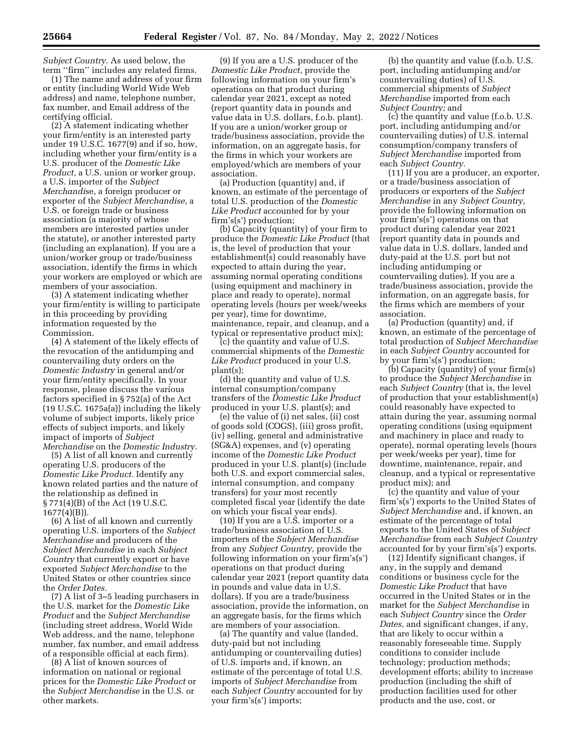*Subject Country.* As used below, the term ''firm'' includes any related firms.

(1) The name and address of your firm or entity (including World Wide Web address) and name, telephone number, fax number, and Email address of the certifying official.

(2) A statement indicating whether your firm/entity is an interested party under 19 U.S.C. 1677(9) and if so, how, including whether your firm/entity is a U.S. producer of the *Domestic Like Product,* a U.S. union or worker group, a U.S. importer of the *Subject Merchandis*e, a foreign producer or exporter of the *Subject Merchandise,* a U.S. or foreign trade or business association (a majority of whose members are interested parties under the statute), or another interested party (including an explanation). If you are a union/worker group or trade/business association, identify the firms in which your workers are employed or which are members of your association.

(3) A statement indicating whether your firm/entity is willing to participate in this proceeding by providing information requested by the Commission.

(4) A statement of the likely effects of the revocation of the antidumping and countervailing duty orders on the *Domestic Industry* in general and/or your firm/entity specifically. In your response, please discuss the various factors specified in § 752(a) of the Act (19 U.S.C. 1675a(a)) including the likely volume of subject imports, likely price effects of subject imports, and likely impact of imports of *Subject Merchandise* on the *Domestic Industry.*

(5) A list of all known and currently operating U.S. producers of the *Domestic Like Product.* Identify any known related parties and the nature of the relationship as defined in § 771(4)(B) of the Act (19 U.S.C. 1677(4)(B)).

(6) A list of all known and currently operating U.S. importers of the *Subject Merchandise* and producers of the *Subject Merchandise* in each *Subject Country* that currently export or have exported *Subject Merchandise* to the United States or other countries since the *Order Dates.*

(7) A list of 3–5 leading purchasers in the U.S. market for the *Domestic Like Product* and the *Subject Merchandise* (including street address, World Wide Web address, and the name, telephone number, fax number, and email address of a responsible official at each firm).

(8) A list of known sources of information on national or regional prices for the *Domestic Like Product* or the *Subject Merchandise* in the U.S. or other markets.

(9) If you are a U.S. producer of the *Domestic Like Product,* provide the following information on your firm's operations on that product during calendar year 2021, except as noted (report quantity data in pounds and value data in U.S. dollars, f.o.b. plant). If you are a union/worker group or trade/business association, provide the information, on an aggregate basis, for the firms in which your workers are employed/which are members of your association.

(a) Production (quantity) and, if known, an estimate of the percentage of total U.S. production of the *Domestic Like Product* accounted for by your firm's(s') production;

(b) Capacity (quantity) of your firm to produce the *Domestic Like Product* (that is, the level of production that your establishment(s) could reasonably have expected to attain during the year, assuming normal operating conditions (using equipment and machinery in place and ready to operate), normal operating levels (hours per week/weeks per year), time for downtime, maintenance, repair, and cleanup, and a typical or representative product mix);

(c) the quantity and value of U.S. commercial shipments of the *Domestic Like Product* produced in your U.S. plant(s);

(d) the quantity and value of U.S. internal consumption/company transfers of the *Domestic Like Product* produced in your U.S. plant(s); and

(e) the value of (i) net sales, (ii) cost of goods sold (COGS), (iii) gross profit, (iv) selling, general and administrative (SG&A) expenses, and (v) operating income of the *Domestic Like Product* produced in your U.S. plant(s) (include both U.S. and export commercial sales, internal consumption, and company transfers) for your most recently completed fiscal year (identify the date on which your fiscal year ends).

(10) If you are a U.S. importer or a trade/business association of U.S. importers of the *Subject Merchandise* from any *Subject Country,* provide the following information on your firm's(s') operations on that product during calendar year 2021 (report quantity data in pounds and value data in U.S. dollars). If you are a trade/business association, provide the information, on an aggregate basis, for the firms which are members of your association.

(a) The quantity and value (landed, duty-paid but not including antidumping or countervailing duties) of U.S. imports and, if known, an estimate of the percentage of total U.S. imports of *Subject Merchandise* from each *Subject Country* accounted for by your firm's(s') imports;

(b) the quantity and value (f.o.b. U.S. port, including antidumping and/or countervailing duties) of U.S. commercial shipments of *Subject Merchandise* imported from each *Subject Country;* and

(c) the quantity and value (f.o.b. U.S. port, including antidumping and/or countervailing duties) of U.S. internal consumption/company transfers of *Subject Merchandise* imported from each *Subject Country*.

(11) If you are a producer, an exporter, or a trade/business association of producers or exporters of the *Subject Merchandise* in any *Subject Country,* provide the following information on your firm's(s') operations on that product during calendar year 2021 (report quantity data in pounds and value data in U.S. dollars, landed and duty-paid at the U.S. port but not including antidumping or countervailing duties). If you are a trade/business association, provide the information, on an aggregate basis, for the firms which are members of your association.

(a) Production (quantity) and, if known, an estimate of the percentage of total production of *Subject Merchandise* in each *Subject Country* accounted for by your firm's(s') production;

(b) Capacity (quantity) of your firm(s) to produce the *Subject Merchandise* in each *Subject Country* (that is, the level of production that your establishment(s) could reasonably have expected to attain during the year, assuming normal operating conditions (using equipment and machinery in place and ready to operate), normal operating levels (hours per week/weeks per year), time for downtime, maintenance, repair, and cleanup, and a typical or representative product mix); and

(c) the quantity and value of your firm's(s') exports to the United States of *Subject Merchandise* and, if known, an estimate of the percentage of total exports to the United States of *Subject Merchandise* from each *Subject Country* accounted for by your firm's(s') exports.

(12) Identify significant changes, if any, in the supply and demand conditions or business cycle for the *Domestic Like Product* that have occurred in the United States or in the market for the *Subject Merchandise* in each *Subject Country* since the *Order Dates,* and significant changes, if any, that are likely to occur within a reasonably foreseeable time. Supply conditions to consider include technology; production methods; development efforts; ability to increase production (including the shift of production facilities used for other products and the use, cost, or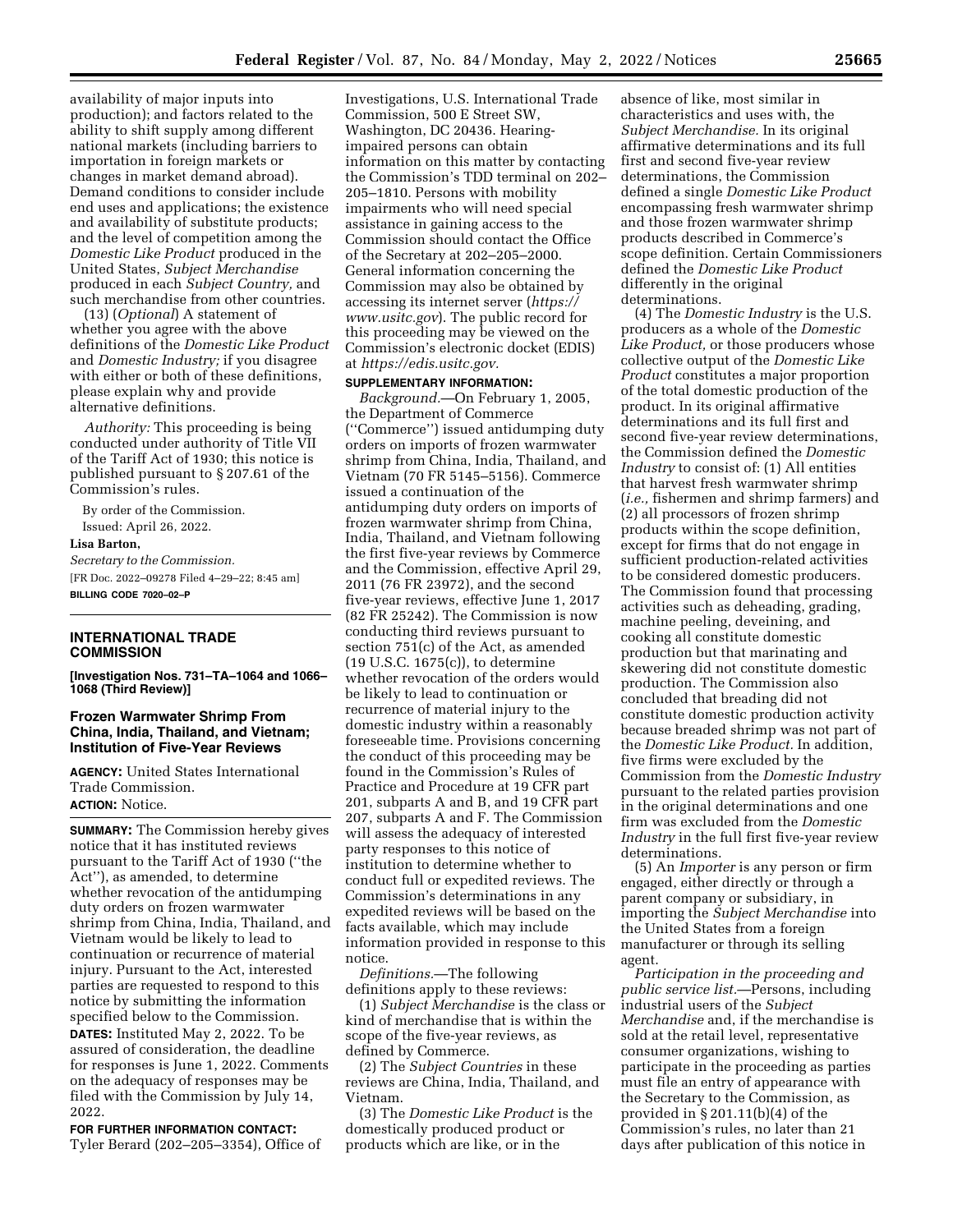availability of major inputs into production); and factors related to the ability to shift supply among different national markets (including barriers to importation in foreign markets or changes in market demand abroad). Demand conditions to consider include end uses and applications; the existence and availability of substitute products; and the level of competition among the *Domestic Like Product* produced in the United States, *Subject Merchandise* produced in each *Subject Country,* and such merchandise from other countries.

(13) (*Optional*) A statement of whether you agree with the above definitions of the *Domestic Like Product* and *Domestic Industry;* if you disagree with either or both of these definitions, please explain why and provide alternative definitions.

*Authority:* This proceeding is being conducted under authority of Title VII of the Tariff Act of 1930; this notice is published pursuant to § 207.61 of the Commission's rules.

By order of the Commission.

Issued: April 26, 2022.

**Lisa Barton,**

*Secretary to the Commission.*

[FR Doc. 2022–09278 Filed 4–29–22; 8:45 am]

**BILLING CODE 7020–02–P**

---

## INTERNATIONAL TRADE COMMISSION

**[Investigation Nos. 731–TA–1064 and 1066–1068 (Third Review)]**

### Frozen Warmwater Shrimp From China, India, Thailand, and Vietnam; Institution of Five-Year Reviews

**AGENCY:** United States International Trade Commission.

**ACTION:** Notice.

**SUMMARY:** The Commission hereby gives notice that it has instituted reviews pursuant to the Tariff Act of 1930 (''the Act''), as amended, to determine whether revocation of the antidumping duty orders on frozen warmwater shrimp from China, India, Thailand, and Vietnam would be likely to lead to continuation or recurrence of material injury. Pursuant to the Act, interested parties are requested to respond to this notice by submitting the information specified below to the Commission.

**DATES:** Instituted May 2, 2022. To be assured of consideration, the deadline for responses is June 1, 2022. Comments on the adequacy of responses may be filed with the Commission by July 14, 2022.

**FOR FURTHER INFORMATION CONTACT:** Tyler Berard (202–205–3354), Office of Investigations, U.S. International Trade Commission, 500 E Street SW, Washington, DC 20436. Hearing-impaired persons can obtain information on this matter by contacting the Commission's TDD terminal on 202–205–1810. Persons with mobility impairments who will need special assistance in gaining access to the Commission should contact the Office of the Secretary at 202–205–2000. General information concerning the Commission may also be obtained by accessing its internet server (*https://www.usitc.gov*). The public record for this proceeding may be viewed on the Commission's electronic docket (EDIS) at *https://edis.usitc.gov.*

**SUPPLEMENTARY INFORMATION:**

*Background.*—On February 1, 2005, the Department of Commerce (''Commerce'') issued antidumping duty orders on imports of frozen warmwater shrimp from China, India, Thailand, and Vietnam (70 FR 5145–5156). Commerce issued a continuation of the antidumping duty orders on imports of frozen warmwater shrimp from China, India, Thailand, and Vietnam following the first five-year reviews by Commerce and the Commission, effective April 29, 2011 (76 FR 23972), and the second five-year reviews, effective June 1, 2017 (82 FR 25242). The Commission is now conducting third reviews pursuant to section 751(c) of the Act, as amended (19 U.S.C. 1675(c)), to determine whether revocation of the orders would be likely to lead to continuation or recurrence of material injury to the domestic industry within a reasonably foreseeable time. Provisions concerning the conduct of this proceeding may be found in the Commission's Rules of Practice and Procedure at 19 CFR part 201, subparts A and B, and 19 CFR part 207, subparts A and F. The Commission will assess the adequacy of interested party responses to this notice of institution to determine whether to conduct full or expedited reviews. The Commission's determinations in any expedited reviews will be based on the facts available, which may include information provided in response to this notice.

*Definitions.*—The following definitions apply to these reviews:

(1) *Subject Merchandise* is the class or kind of merchandise that is within the scope of the five-year reviews, as defined by Commerce.

(2) The *Subject Countries* in these reviews are China, India, Thailand, and Vietnam.

(3) The *Domestic Like Product* is the domestically produced product or products which are like, or in the absence of like, most similar in characteristics and uses with, the *Subject Merchandise.* In its original affirmative determinations and its full first and second five-year review determinations, the Commission defined a single *Domestic Like Product* encompassing fresh warmwater shrimp and those frozen warmwater shrimp products described in Commerce's scope definition. Certain Commissioners defined the *Domestic Like Product* differently in the original determinations.

(4) The *Domestic Industry* is the U.S. producers as a whole of the *Domestic Like Product,* or those producers whose collective output of the *Domestic Like Product* constitutes a major proportion of the total domestic production of the product. In its original affirmative determinations and its full first and second five-year review determinations, the Commission defined the *Domestic Industry* to consist of: (1) All entities that harvest fresh warmwater shrimp (*i.e.,* fishermen and shrimp farmers) and (2) all processors of frozen shrimp products within the scope definition, except for firms that do not engage in sufficient production-related activities to be considered domestic producers. The Commission found that processing activities such as deheading, grading, machine peeling, deveining, and cooking all constitute domestic production but that marinating and skewering did not constitute domestic production. The Commission also concluded that breading did not constitute domestic production activity because breaded shrimp was not part of the *Domestic Like Product.* In addition, five firms were excluded by the Commission from the *Domestic Industry* pursuant to the related parties provision in the original determinations and one firm was excluded from the *Domestic Industry* in the full first five-year review determinations.

(5) An *Importer* is any person or firm engaged, either directly or through a parent company or subsidiary, in importing the *Subject Merchandise* into the United States from a foreign manufacturer or through its selling agent.

*Participation in the proceeding and public service list.*—Persons, including industrial users of the *Subject Merchandise* and, if the merchandise is sold at the retail level, representative consumer organizations, wishing to participate in the proceeding as parties must file an entry of appearance with the Secretary to the Commission, as provided in § 201.11(b)(4) of the Commission's rules, no later than 21 days after publication of this notice in